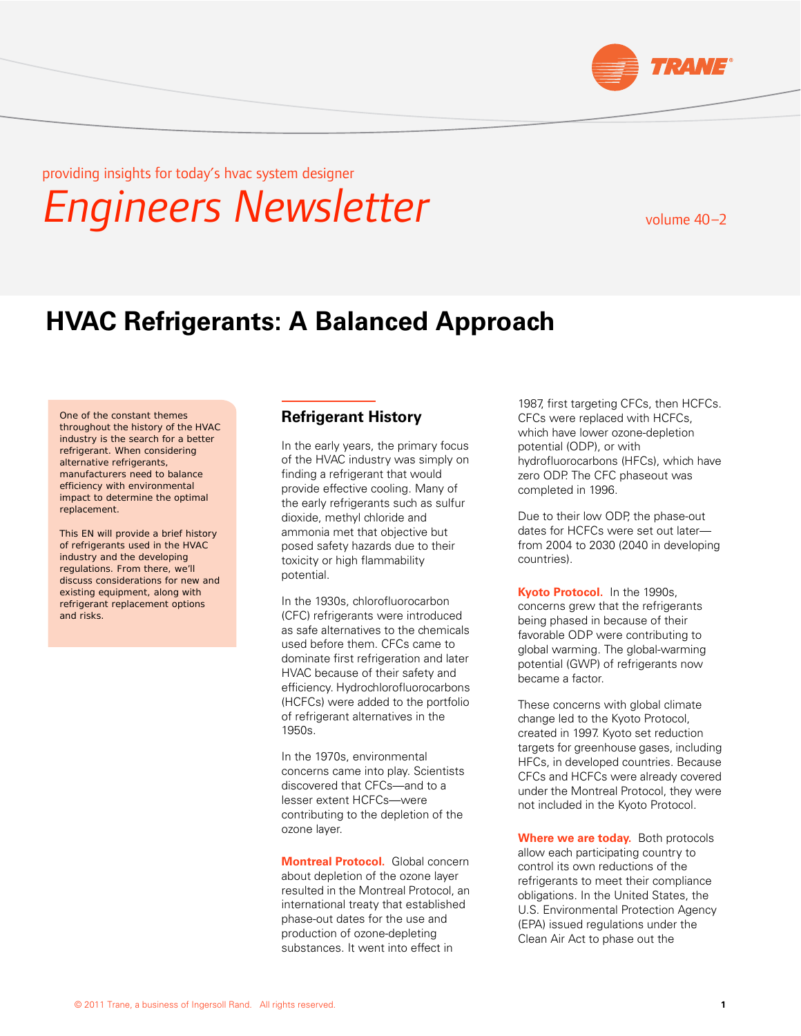providing insights for today's hvac system designer

# Engineers Newsletter

volume 40–2

## HVAC Refrigerants: A Balanced Approach

One of the constant themes throughout the history of the HVAC industry is the search for a better refrigerant. When considering alternative refrigerants, manufacturers need to balance efficiency with environmental impact to determine the optimal replacement.

This EN will provide a brief history of refrigerants used in the HVAC industry and the developing regulations. From there, we'll discuss considerations for new and existing equipment, along with refrigerant replacement options and risks.

### Refrigerant History

In the early years, the primary focus of the HVAC industry was simply on finding a refrigerant that would provide effective cooling. Many of the early refrigerants such as sulfur dioxide, methyl chloride and ammonia met that objective but posed safety hazards due to their toxicity or high flammability potential.

In the 1930s, chlorofluorocarbon (CFC) refrigerants were introduced as safe alternatives to the chemicals used before them. CFCs came to dominate first refrigeration and later HVAC because of their safety and efficiency. Hydrochlorofluorocarbons (HCFCs) were added to the portfolio of refrigerant alternatives in the 1950s.

In the 1970s, environmental concerns came into play. Scientists discovered that CFCs—and to a lesser extent HCFCs—were contributing to the depletion of the ozone layer.

**Montreal Protocol.** Global concern about depletion of the ozone layer resulted in the Montreal Protocol, an international treaty that established phase-out dates for the use and production of ozone-depleting substances. It went into effect in 1987, first targeting CFCs, then HCFCs. CFCs were replaced with HCFCs, which have lower ozone-depletion potential (ODP), or with hydrofluorocarbons (HFCs), which have zero ODP. The CFC phaseout was completed in 1996.

Due to their low ODP, the phase-out dates for HCFCs were set out later—from 2004 to 2030 (2040 in developing countries).

**Kyoto Protocol.** In the 1990s, concerns grew that the refrigerants being phased in because of their favorable ODP were contributing to global warming. The global-warming potential (GWP) of refrigerants now became a factor.

These concerns with global climate change led to the Kyoto Protocol, created in 1997. Kyoto set reduction targets for greenhouse gases, including HFCs, in developed countries. Because CFCs and HCFCs were already covered under the Montreal Protocol, they were not included in the Kyoto Protocol.

**Where we are today.** Both protocols allow each participating country to control its own reductions of the refrigerants to meet their compliance obligations. In the United States, the U.S. Environmental Protection Agency (EPA) issued regulations under the Clean Air Act to phase out the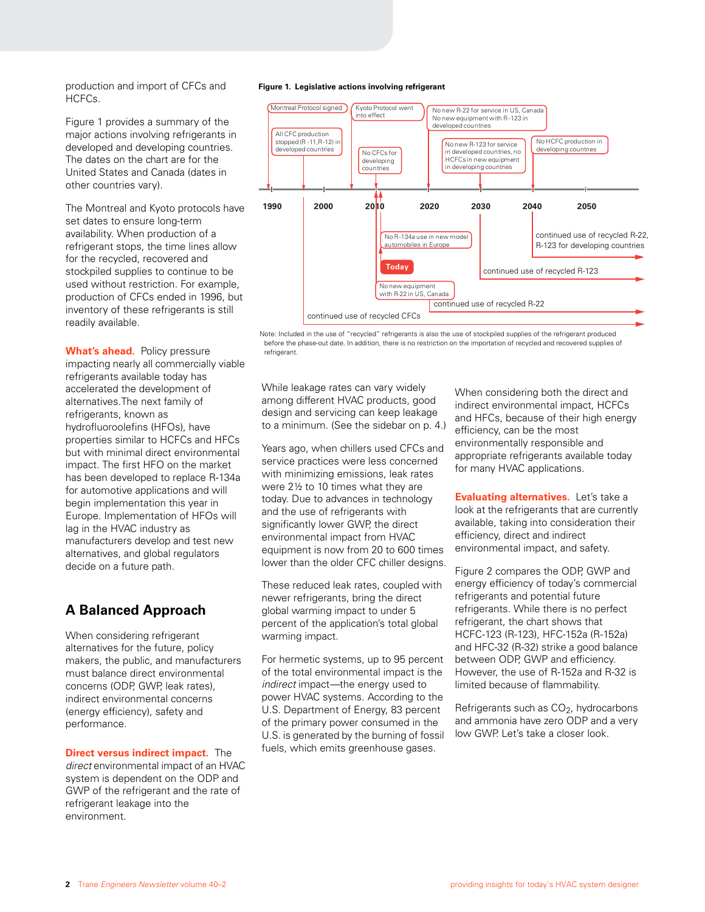production and import of CFCs and HCFCs.

Figure 1 provides a summary of the major actions involving refrigerants in developed and developing countries. The dates on the chart are for the United States and Canada (dates in other countries vary).

The Montreal and Kyoto protocols have set dates to ensure long-term availability. When production of a refrigerant stops, the time lines allow for the recycled, recovered and stockpiled supplies to continue to be used without restriction. For example, production of CFCs ended in 1996, but inventory of these refrigerants is still readily available.

**What's ahead.** Policy pressure impacting nearly all commercially viable refrigerants available today has accelerated the development of alternatives.The next family of refrigerants, known as hydrofluoroolefins (HFOs), have properties similar to HCFCs and HFCs but with minimal direct environmental impact. The first HFO on the market has been developed to replace R-134a for automotive applications and will begin implementation this year in Europe. Implementation of HFOs will lag in the HVAC industry as manufacturers develop and test new alternatives, and global regulators decide on a future path.

**Figure 1. Legislative actions involving refrigerant**

Montreal Protocol signed

All CFC production stopped (R-11,R-12) in developed countries

Kyoto Protocol went into effect

No CFCs for developing countries

No new R-22 for service in US, Canada
No new equipment with R-123 in developed countries

No new R-123 for service in developed countries, no HCFCs in new equipment in developing countries

No HCFC production in developing countries

1990 2000 2010 2020 2030 2040 2050

No R-134a use in new model automobiles in Europe

Today

No new equipment with R-22 in US, Canada

continued use of recycled R-22, R-123 for developing countries

continued use of recycled R-123

continued use of recycled R-22

continued use of recycled CFCs

Note: Included in the use of "recycled" refrigerants is also the use of stockpiled supplies of the refrigerant produced before the phase-out date. In addition, there is no restriction on the importation of recycled and recovered supplies of refrigerant.

## A Balanced Approach

When considering refrigerant alternatives for the future, policy makers, the public, and manufacturers must balance direct environmental concerns (ODP, GWP, leak rates), indirect environmental concerns (energy efficiency), safety and performance.

**Direct versus indirect impact.** The *direct* environmental impact of an HVAC system is dependent on the ODP and GWP of the refrigerant and the rate of refrigerant leakage into the environment.

While leakage rates can vary widely among different HVAC products, good design and servicing can keep leakage to a minimum. (See the sidebar on p. 4.)

Years ago, when chillers used CFCs and service practices were less concerned with minimizing emissions, leak rates were 2½ to 10 times what they are today. Due to advances in technology and the use of refrigerants with significantly lower GWP, the direct environmental impact from HVAC equipment is now from 20 to 600 times lower than the older CFC chiller designs.

These reduced leak rates, coupled with newer refrigerants, bring the direct global warming impact to under 5 percent of the application's total global warming impact.

For hermetic systems, up to 95 percent of the total environmental impact is the *indirect* impact—the energy used to power HVAC systems. According to the U.S. Department of Energy, 83 percent of the primary power consumed in the U.S. is generated by the burning of fossil fuels, which emits greenhouse gases.

When considering both the direct and indirect environmental impact, HCFCs and HFCs, because of their high energy efficiency, can be the most environmentally responsible and appropriate refrigerants available today for many HVAC applications.

**Evaluating alternatives.** Let's take a look at the refrigerants that are currently available, taking into consideration their efficiency, direct and indirect environmental impact, and safety.

Figure 2 compares the ODP, GWP and energy efficiency of today's commercial refrigerants and potential future refrigerants. While there is no perfect refrigerant, the chart shows that HCFC-123 (R-123), HFC-152a (R-152a) and HFC-32 (R-32) strike a good balance between ODP, GWP and efficiency. However, the use of R-152a and R-32 is limited because of flammability.

Refrigerants such as $CO_2$, hydrocarbons and ammonia have zero ODP and a very low GWP. Let's take a closer look.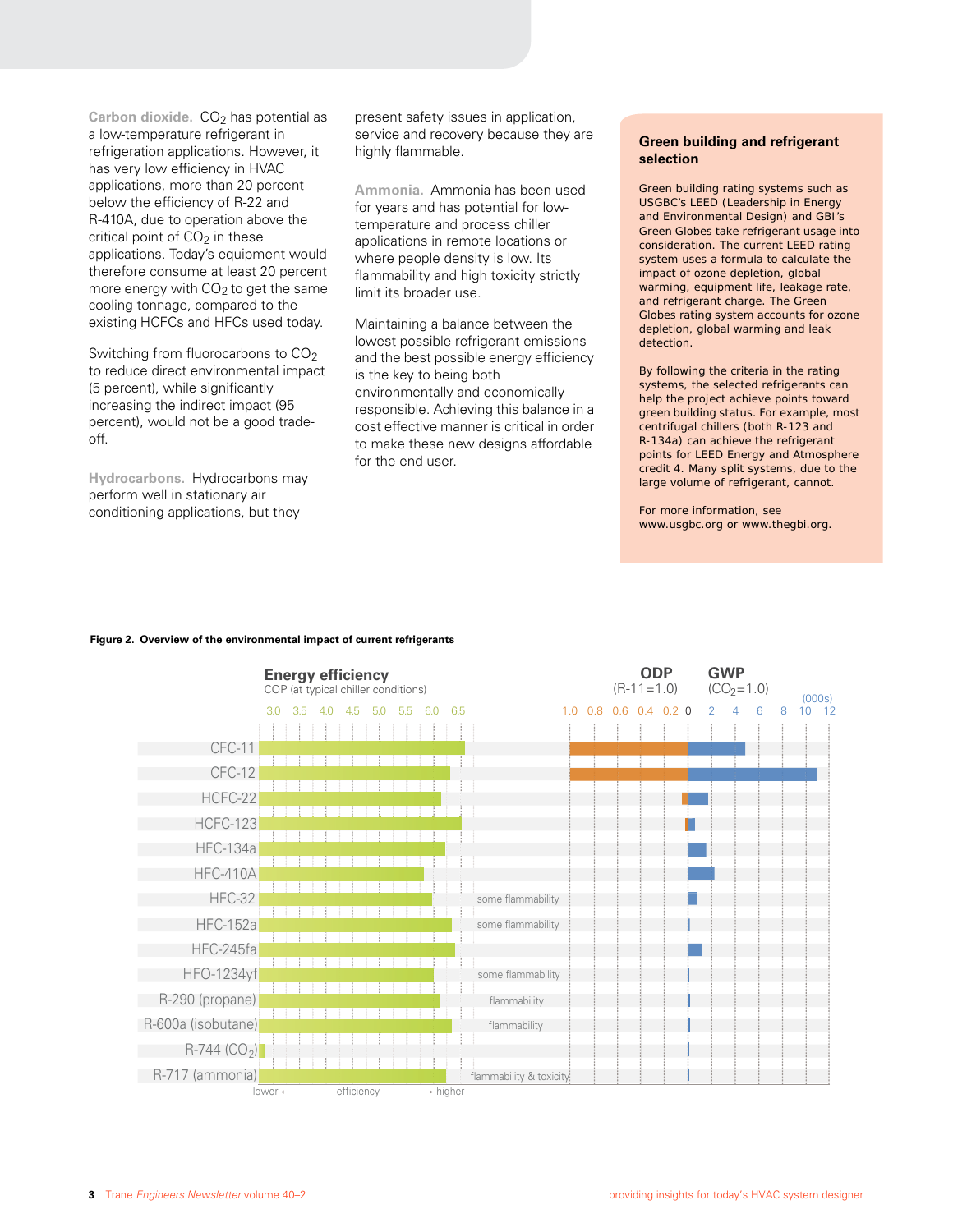**Carbon dioxide.** $CO_2$ has potential as a low-temperature refrigerant in refrigeration applications. However, it has very low efficiency in HVAC applications, more than 20 percent below the efficiency of R-22 and R-410A, due to operation above the critical point of $CO_2$ in these applications. Today's equipment would therefore consume at least 20 percent more energy with $CO_2$ to get the same cooling tonnage, compared to the existing HCFCs and HFCs used today.

Switching from fluorocarbons to $CO_2$ to reduce direct environmental impact (5 percent), while significantly increasing the indirect impact (95 percent), would not be a good trade-off.

**Hydrocarbons.** Hydrocarbons may perform well in stationary air conditioning applications, but they present safety issues in application, service and recovery because they are highly flammable.

**Ammonia.** Ammonia has been used for years and has potential for low-temperature and process chiller applications in remote locations or where people density is low. Its flammability and high toxicity strictly limit its broader use.

Maintaining a balance between the lowest possible refrigerant emissions and the best possible energy efficiency is the key to being both environmentally and economically responsible. Achieving this balance in a cost effective manner is critical in order to make these new designs affordable for the end user.

## Green building and refrigerant selection

Green building rating systems such as USGBC's LEED (Leadership in Energy and Environmental Design) and GBI's Green Globes take refrigerant usage into consideration. The current LEED rating system uses a formula to calculate the impact of ozone depletion, global warming, equipment life, leakage rate, and refrigerant charge. The Green Globes rating system accounts for ozone depletion, global warming and leak detection.

By following the criteria in the rating systems, the selected refrigerants can help the project achieve points toward green building status. For example, most centrifugal chillers (both R-123 and R-134a) can achieve the refrigerant points for LEED Energy and Atmosphere credit 4. Many split systems, due to the large volume of refrigerant, cannot.

For more information, see www.usgbc.org or www.thegbi.org.

**Figure 2. Overview of the environmental impact of current refrigerants**

| Refrigerant | Energy efficiency (COP at typical chiller conditions; 3.0–6.5, lower → higher efficiency) | Notes | ODP ($R\text{-}11=1.0$) | GWP ($CO_2=1.0$) (000s) |
|---|---|---|---|---|
| CFC-11 | ~6.5 | | 1.0 | ~4.7 |
| CFC-12 | ~6.2 | | 1.0 | ~10.9 |
| HCFC-22 | ~6.1 | | ~0.05 | ~1.8 |
| HCFC-123 | ~6.5 | | ~0.02 | ~0.08 |
| HFC-134a | ~6.1 | | 0 | ~1.4 |
| HFC-410A | ~5.7 | | 0 | ~2.1 |
| HFC-32 | ~5.8 | some flammability | 0 | ~0.7 |
| HFC-152a | ~6.3 | some flammability | 0 | ~0.1 |
| HFC-245fa | ~6.3 | | 0 | ~1.0 |
| HFO-1234yf | ~5.9 | some flammability | 0 | ~0 |
| R-290 (propane) | ~6.0 | flammability | 0 | ~0 |
| R-600a (isobutane) | ~6.2 | flammability | 0 | ~0 |
| R-744 ($CO_2$) | ~3.1 | | 0 | ~0 |
| R-717 (ammonia) | ~6.1 | flammability & toxicity | 0 | ~0 |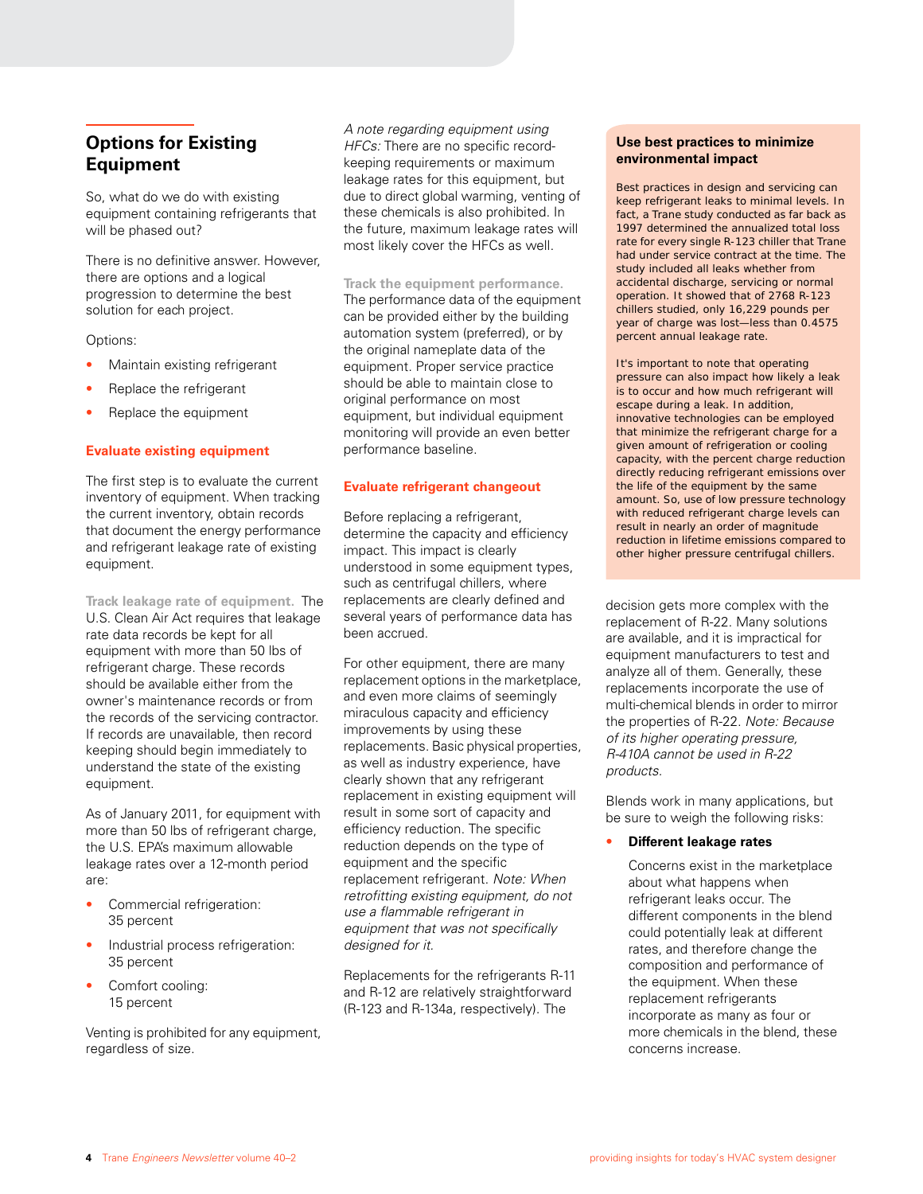## Options for Existing Equipment

So, what do we do with existing equipment containing refrigerants that will be phased out?

There is no definitive answer. However, there are options and a logical progression to determine the best solution for each project.

Options:

- Maintain existing refrigerant
- Replace the refrigerant
- Replace the equipment

### Evaluate existing equipment

The first step is to evaluate the current inventory of equipment. When tracking the current inventory, obtain records that document the energy performance and refrigerant leakage rate of existing equipment.

**Track leakage rate of equipment.** The U.S. Clean Air Act requires that leakage rate data records be kept for all equipment with more than 50 lbs of refrigerant charge. These records should be available either from the owner's maintenance records or from the records of the servicing contractor. If records are unavailable, then record keeping should begin immediately to understand the state of the existing equipment.

As of January 2011, for equipment with more than 50 lbs of refrigerant charge, the U.S. EPA's maximum allowable leakage rates over a 12-month period are:

- Commercial refrigeration: 35 percent
- Industrial process refrigeration: 35 percent
- Comfort cooling: 15 percent

Venting is prohibited for any equipment, regardless of size.

*A note regarding equipment using HFCs:* There are no specific record-keeping requirements or maximum leakage rates for this equipment, but due to direct global warming, venting of these chemicals is also prohibited. In the future, maximum leakage rates will most likely cover the HFCs as well.

**Track the equipment performance.** The performance data of the equipment can be provided either by the building automation system (preferred), or by the original nameplate data of the equipment. Proper service practice should be able to maintain close to original performance on most equipment, but individual equipment monitoring will provide an even better performance baseline.

### Evaluate refrigerant changeout

Before replacing a refrigerant, determine the capacity and efficiency impact. This impact is clearly understood in some equipment types, such as centrifugal chillers, where replacements are clearly defined and several years of performance data has been accrued.

For other equipment, there are many replacement options in the marketplace, and even more claims of seemingly miraculous capacity and efficiency improvements by using these replacements. Basic physical properties, as well as industry experience, have clearly shown that any refrigerant replacement in existing equipment will result in some sort of capacity and efficiency reduction. The specific reduction depends on the type of equipment and the specific replacement refrigerant. *Note: When retrofitting existing equipment, do not use a flammable refrigerant in equipment that was not specifically designed for it.*

Replacements for the refrigerants R-11 and R-12 are relatively straightforward (R-123 and R-134a, respectively). The decision gets more complex with the replacement of R-22. Many solutions are available, and it is impractical for equipment manufacturers to test and analyze all of them. Generally, these replacements incorporate the use of multi-chemical blends in order to mirror the properties of R-22. *Note: Because of its higher operating pressure, R-410A cannot be used in R-22 products.*

Blends work in many applications, but be sure to weigh the following risks:

- **Different leakage rates**

  Concerns exist in the marketplace about what happens when refrigerant leaks occur. The different components in the blend could potentially leak at different rates, and therefore change the composition and performance of the equipment. When these replacement refrigerants incorporate as many as four or more chemicals in the blend, these concerns increase.

---

**Use best practices to minimize environmental impact**

Best practices in design and servicing can keep refrigerant leaks to minimal levels. In fact, a Trane study conducted as far back as 1997 determined the annualized total loss rate for every single R-123 chiller that Trane had under service contract at the time. The study included all leaks whether from accidental discharge, servicing or normal operation. It showed that of 2768 R-123 chillers studied, only 16,229 pounds per year of charge was lost—less than 0.4575 percent annual leakage rate.

It's important to note that operating pressure can also impact how likely a leak is to occur and how much refrigerant will escape during a leak. In addition, innovative technologies can be employed that minimize the refrigerant charge for a given amount of refrigeration or cooling capacity, with the percent charge reduction directly reducing refrigerant emissions over the life of the equipment by the same amount. So, use of low pressure technology with reduced refrigerant charge levels can result in nearly an order of magnitude reduction in lifetime emissions compared to other higher pressure centrifugal chillers.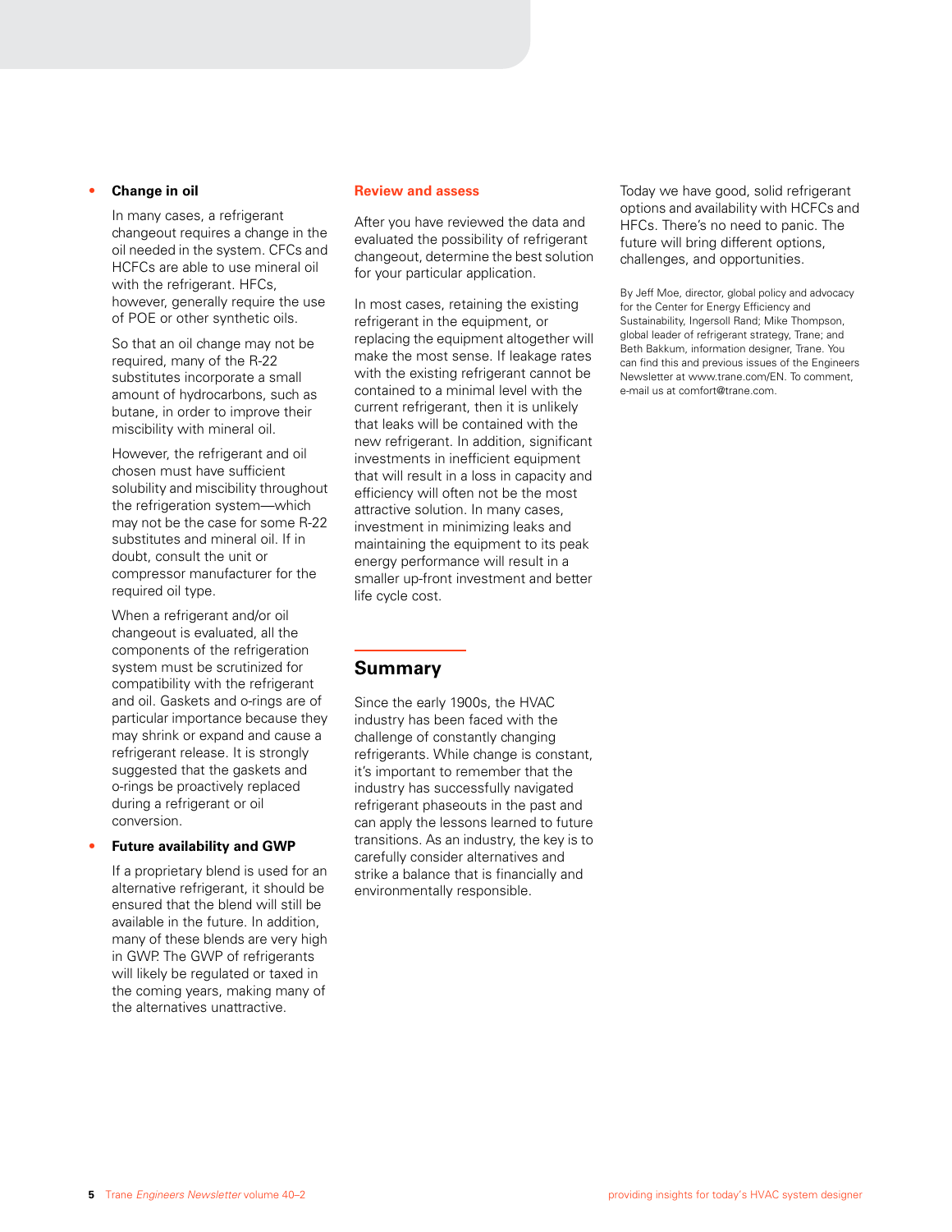- **Change in oil**

  In many cases, a refrigerant changeout requires a change in the oil needed in the system. CFCs and HCFCs are able to use mineral oil with the refrigerant. HFCs, however, generally require the use of POE or other synthetic oils.

  So that an oil change may not be required, many of the R-22 substitutes incorporate a small amount of hydrocarbons, such as butane, in order to improve their miscibility with mineral oil.

  However, the refrigerant and oil chosen must have sufficient solubility and miscibility throughout the refrigeration system—which may not be the case for some R-22 substitutes and mineral oil. If in doubt, consult the unit or compressor manufacturer for the required oil type.

  When a refrigerant and/or oil changeout is evaluated, all the components of the refrigeration system must be scrutinized for compatibility with the refrigerant and oil. Gaskets and o-rings are of particular importance because they may shrink or expand and cause a refrigerant release. It is strongly suggested that the gaskets and o-rings be proactively replaced during a refrigerant or oil conversion.

- **Future availability and GWP**

  If a proprietary blend is used for an alternative refrigerant, it should be ensured that the blend will still be available in the future. In addition, many of these blends are very high in GWP. The GWP of refrigerants will likely be regulated or taxed in the coming years, making many of the alternatives unattractive.

### Review and assess

After you have reviewed the data and evaluated the possibility of refrigerant changeout, determine the best solution for your particular application.

In most cases, retaining the existing refrigerant in the equipment, or replacing the equipment altogether will make the most sense. If leakage rates with the existing refrigerant cannot be contained to a minimal level with the current refrigerant, then it is unlikely that leaks will be contained with the new refrigerant. In addition, significant investments in inefficient equipment that will result in a loss in capacity and efficiency will often not be the most attractive solution. In many cases, investment in minimizing leaks and maintaining the equipment to its peak energy performance will result in a smaller up-front investment and better life cycle cost.

## Summary

Since the early 1900s, the HVAC industry has been faced with the challenge of constantly changing refrigerants. While change is constant, it's important to remember that the industry has successfully navigated refrigerant phaseouts in the past and can apply the lessons learned to future transitions. As an industry, the key is to carefully consider alternatives and strike a balance that is financially and environmentally responsible.

Today we have good, solid refrigerant options and availability with HCFCs and HFCs. There's no need to panic. The future will bring different options, challenges, and opportunities.

By Jeff Moe, director, global policy and advocacy for the Center for Energy Efficiency and Sustainability, Ingersoll Rand; Mike Thompson, global leader of refrigerant strategy, Trane; and Beth Bakkum, information designer, Trane. You can find this and previous issues of the Engineers Newsletter at www.trane.com/EN. To comment, e-mail us at comfort@trane.com.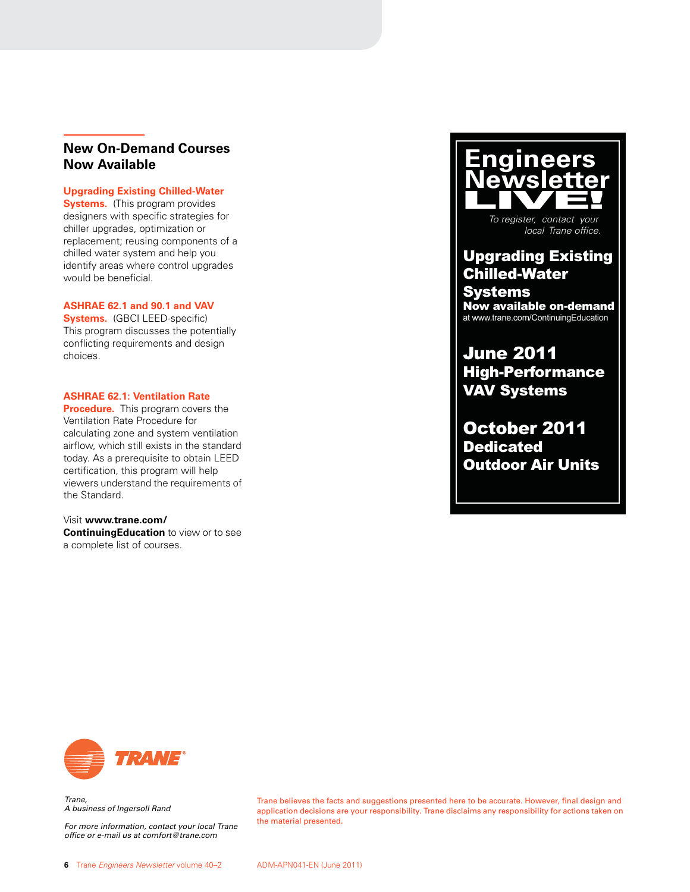## New On-Demand Courses Now Available

**Upgrading Existing Chilled-Water Systems.** (This program provides designers with specific strategies for chiller upgrades, optimization or replacement; reusing components of a chilled water system and help you identify areas where control upgrades would be beneficial.

**ASHRAE 62.1 and 90.1 and VAV Systems.** (GBCI LEED-specific) This program discusses the potentially conflicting requirements and design choices.

**ASHRAE 62.1: Ventilation Rate Procedure.** This program covers the Ventilation Rate Procedure for calculating zone and system ventilation airflow, which still exists in the standard today. As a prerequisite to obtain LEED certification, this program will help viewers understand the requirements of the Standard.

Visit **www.trane.com/ContinuingEducation** to view or to see a complete list of courses.

## Engineers Newsletter LIVE!

*To register, contact your local Trane office.*

**Upgrading Existing Chilled-Water Systems**
**Now available on-demand**
at www.trane.com/ContinuingEducation

**June 2011**
**High-Performance VAV Systems**

**October 2011**
**Dedicated Outdoor Air Units**

TRANE®

*Trane,*
*A business of Ingersoll Rand*

*For more information, contact your local Trane office or e-mail us at comfort@trane.com*

Trane believes the facts and suggestions presented here to be accurate. However, final design and application decisions are your responsibility. Trane disclaims any responsibility for actions taken on the material presented.

ADM-APN041-EN (June 2011)